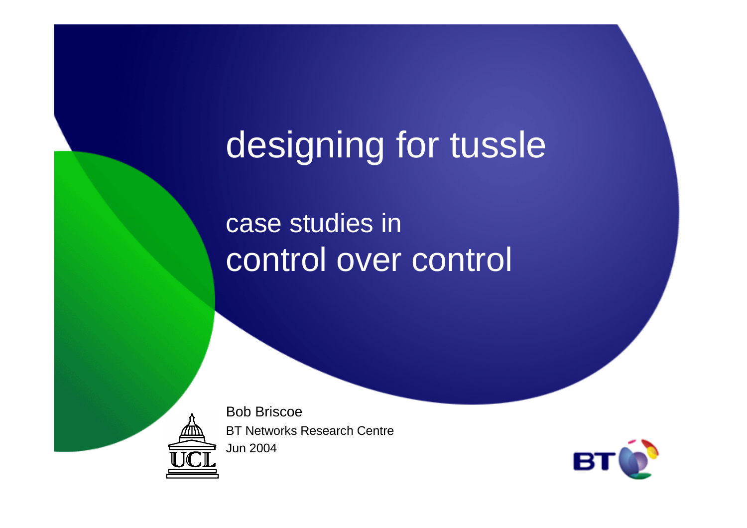# designing for tussle

## case studies in control over control

Bob Briscoe

BT Networks Research Centre

Jun 2004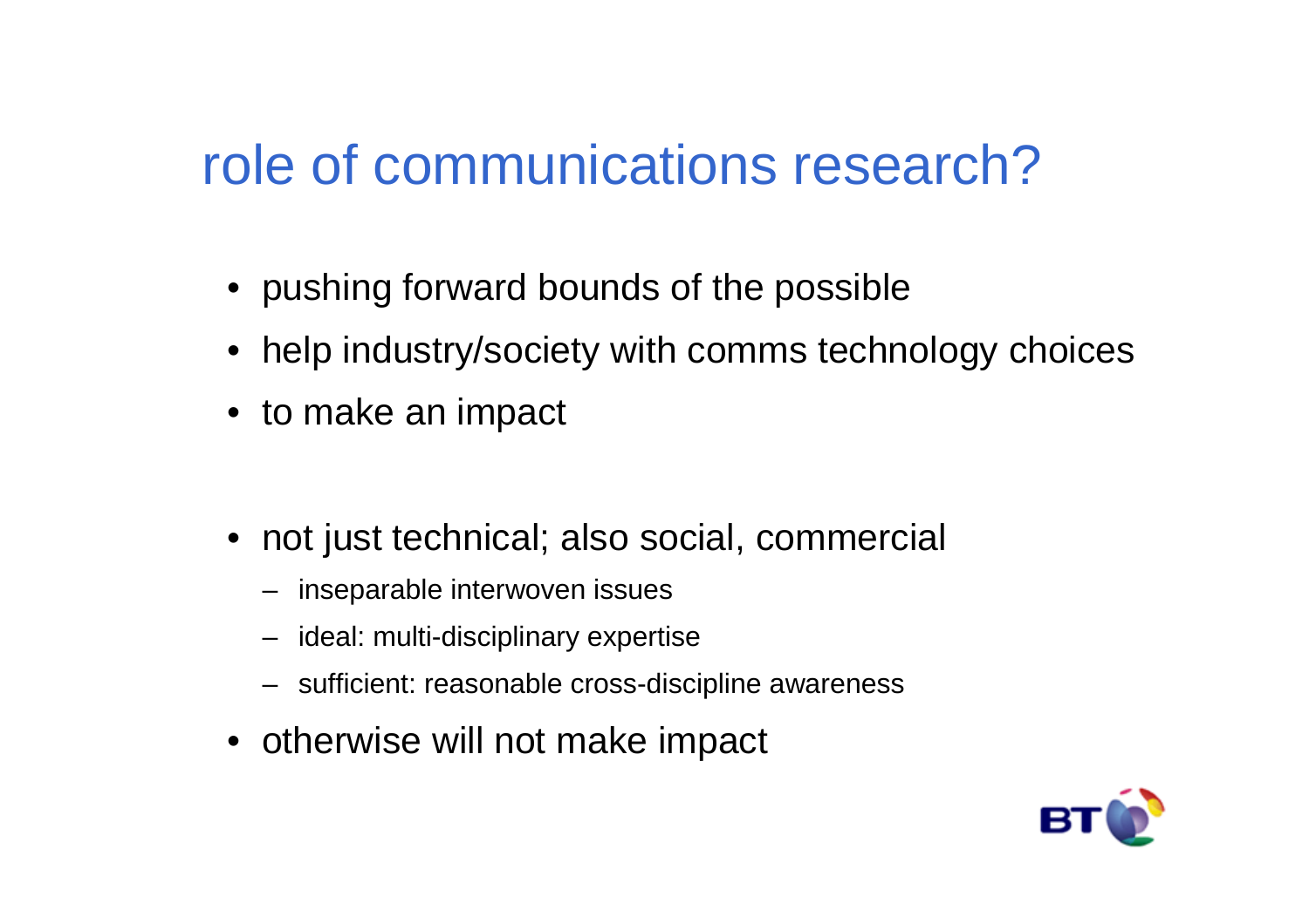# role of communications research?

- pushing forward bounds of the possible
- help industry/society with comms technology choices
- to make an impact

- not just technical; also social, commercial
  - inseparable interwoven issues
  - ideal: multi-disciplinary expertise
  - sufficient: reasonable cross-discipline awareness
- otherwise will not make impact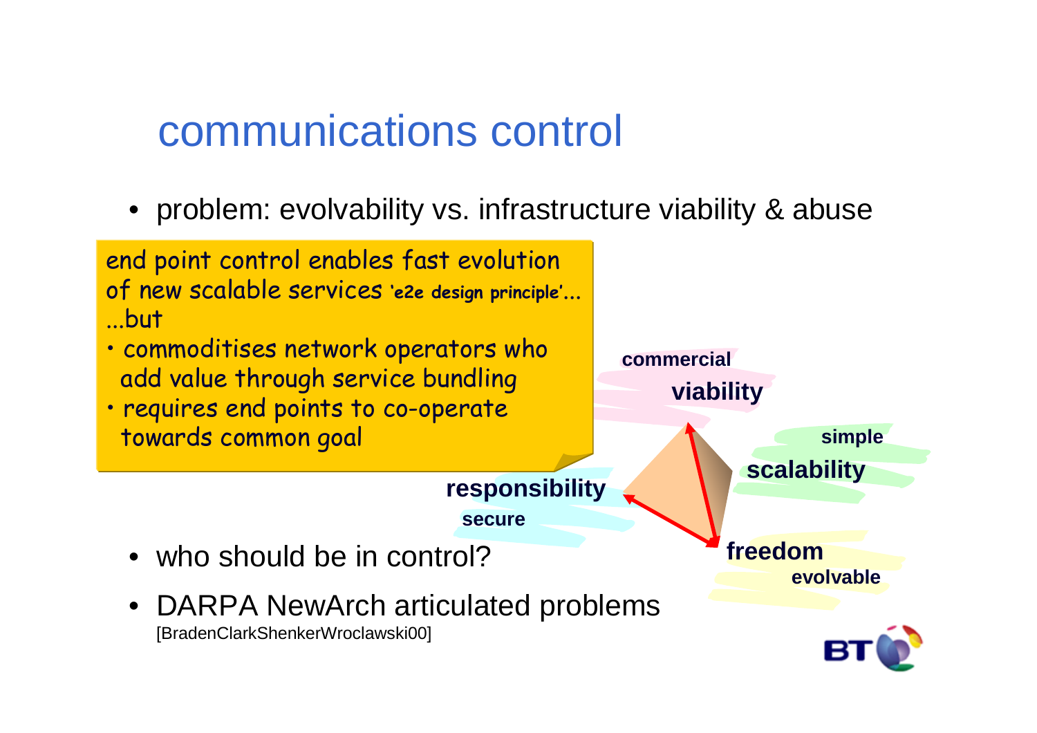# communications control

- problem: evolvability vs. infrastructure viability & abuse

end point control enables fast evolution of new scalable services **'e2e design principle'...**
...but

- commoditises network operators who add value through service bundling
- requires end points to co-operate towards common goal

**commercial**
**viability**

**simple**
**scalability**

**responsibility**
**secure**

**freedom**
**evolvable**

- who should be in control?
- DARPA NewArch articulated problems
  [BradenClarkShenkerWroclawski00]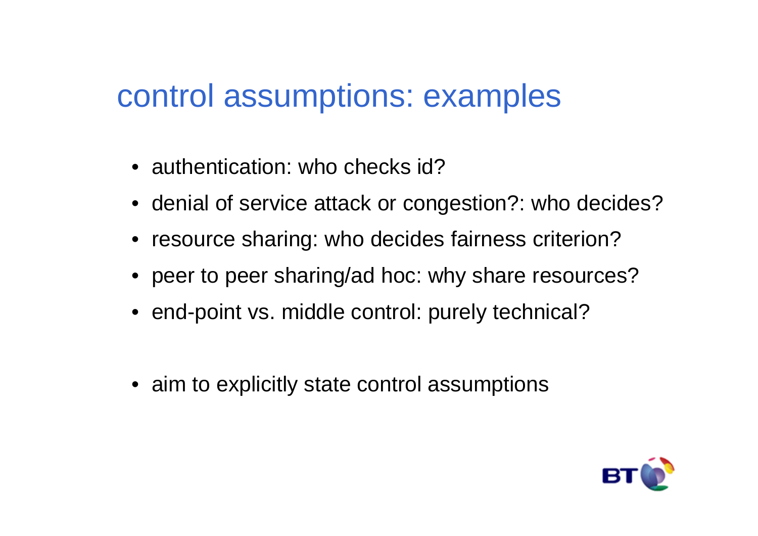# control assumptions: examples

- authentication: who checks id?
- denial of service attack or congestion?: who decides?
- resource sharing: who decides fairness criterion?
- peer to peer sharing/ad hoc: why share resources?
- end-point vs. middle control: purely technical?

- aim to explicitly state control assumptions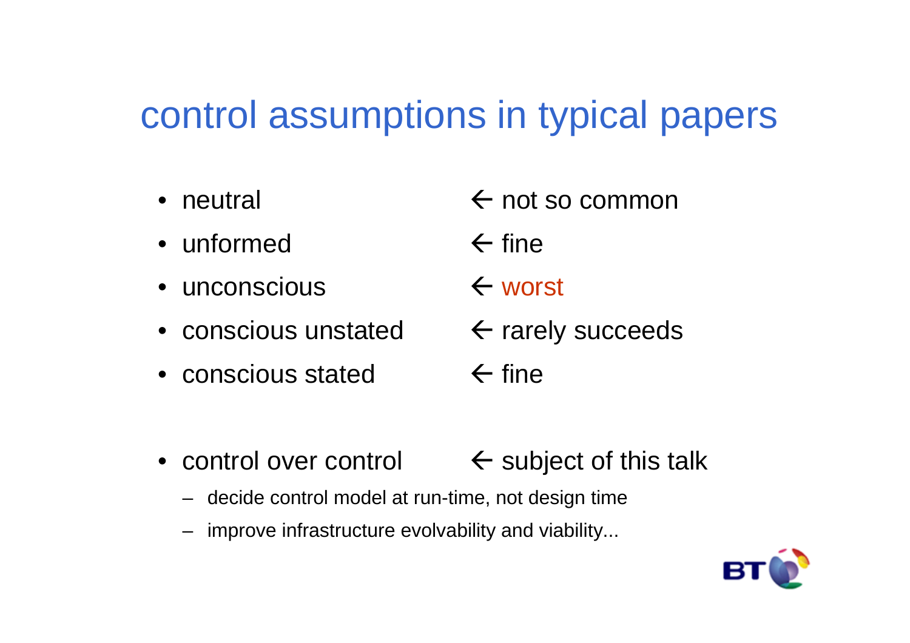# control assumptions in typical papers

- neutral ← not so common
- unformed ← fine
- unconscious ← worst
- conscious unstated ← rarely succeeds
- conscious stated ← fine

- control over control ← subject of this talk
  - decide control model at run-time, not design time
  - improve infrastructure evolvability and viability...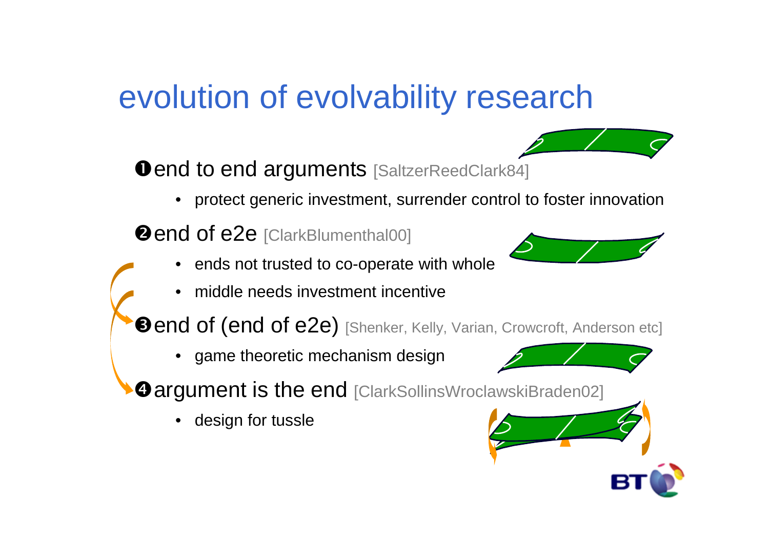# evolution of evolvability research

❶ end to end arguments [SaltzerReedClark84]

- protect generic investment, surrender control to foster innovation

❷ end of e2e [ClarkBlumenthal00]

- ends not trusted to co-operate with whole
- middle needs investment incentive

❸ end of (end of e2e) [Shenker, Kelly, Varian, Crowcroft, Anderson etc]

- game theoretic mechanism design

❹ argument is the end [ClarkSollinsWroclawskiBraden02]

- design for tussle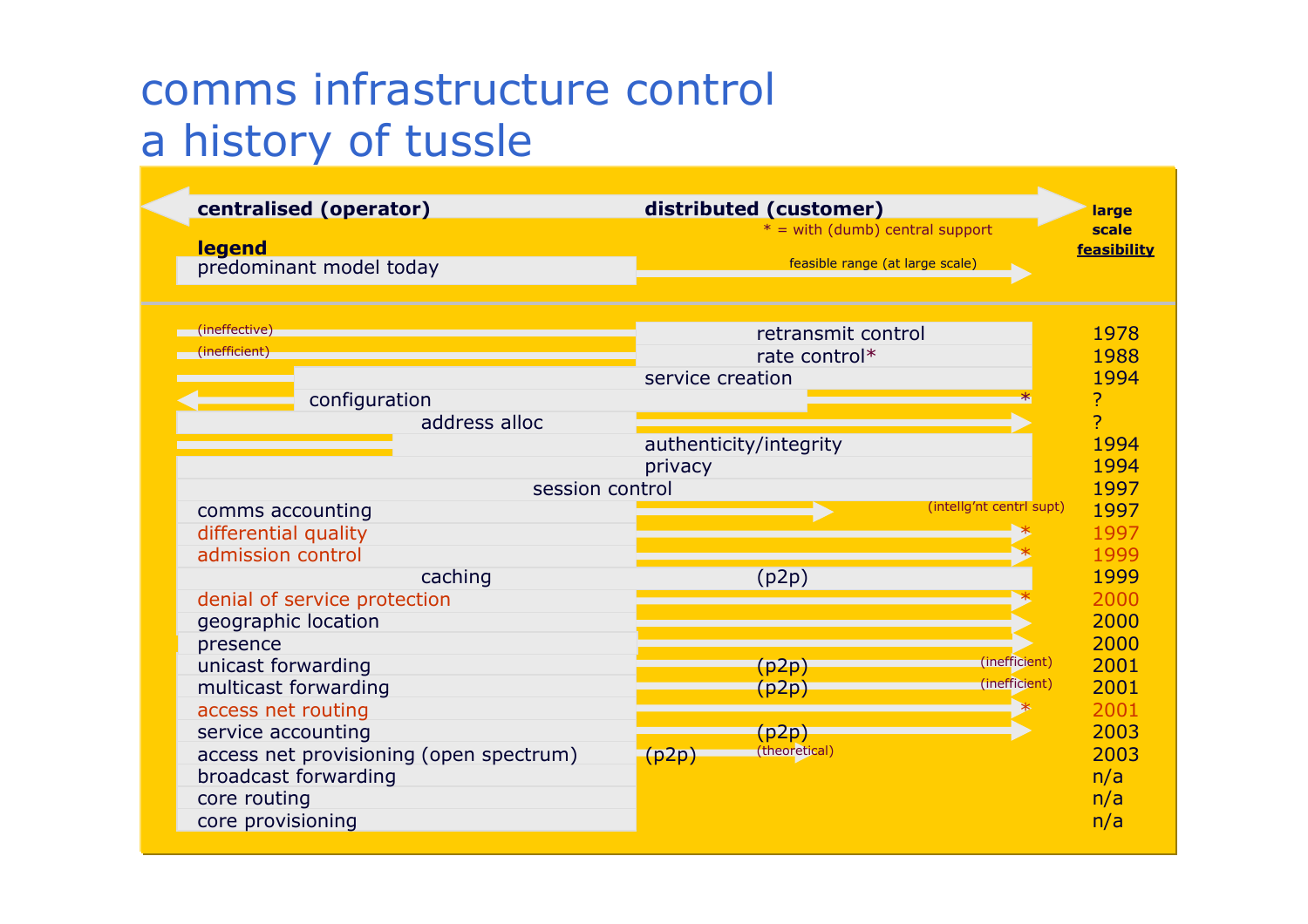# comms infrastructure control
# a history of tussle

**centralised (operator)** — **distributed (customer)**

**large scale feasibility**

**legend**

* = with (dumb) central support

predominant model today

feasible range (at large scale)

| function | notes | large scale feasibility |
|---|---|---|
| retransmit control | (ineffective) | 1978 |
| rate control* | (inefficient) | 1988 |
| service creation | | 1994 |
| configuration | * | ? |
| address alloc | | ? |
| authenticity/integrity | | 1994 |
| privacy | | 1994 |
| session control | | 1997 |
| comms accounting | (intellg'nt centrl supt) | 1997 |
| differential quality | * | 1997 |
| admission control | * | 1999 |
| caching | (p2p) | 1999 |
| denial of service protection | * | 2000 |
| geographic location | | 2000 |
| presence | | 2000 |
| unicast forwarding | (p2p) (inefficient) | 2001 |
| multicast forwarding | (p2p) (inefficient) | 2001 |
| access net routing | * | 2001 |
| service accounting | (p2p) | 2003 |
| access net provisioning (open spectrum) | (p2p) (theoretical) | 2003 |
| broadcast forwarding | | n/a |
| core routing | | n/a |
| core provisioning | | n/a |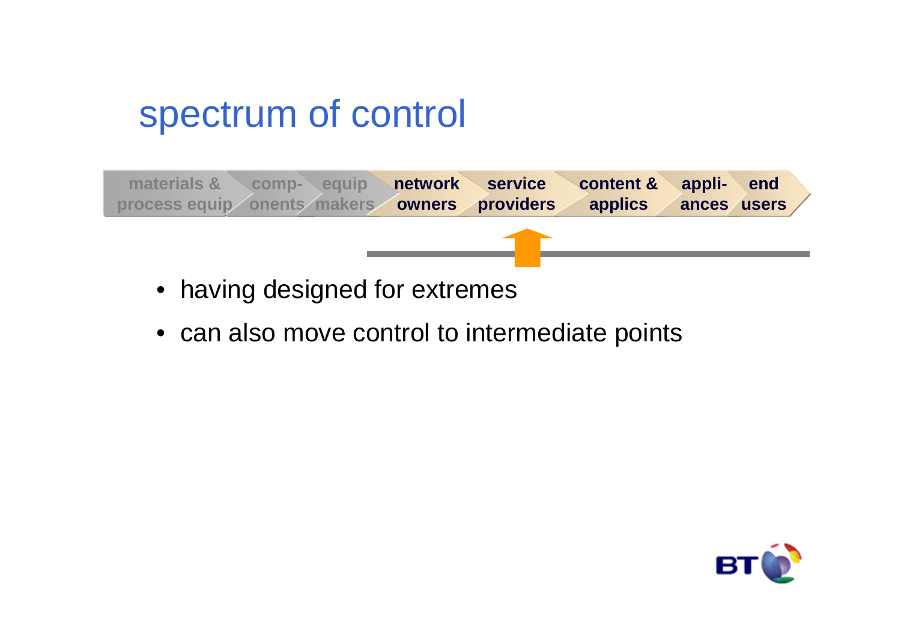# spectrum of control

materials & process equip | comp-onents | equip makers | network owners | service providers | content & applics | appli-ances | end users

- having designed for extremes
- can also move control to intermediate points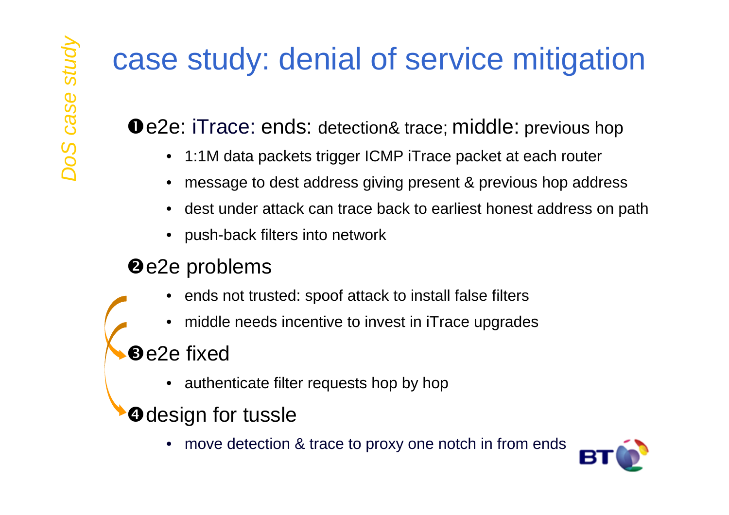# case study: denial of service mitigation

*DoS case study*

❶ e2e: iTrace: ends: detection& trace; middle: previous hop

- 1:1M data packets trigger ICMP iTrace packet at each router
- message to dest address giving present & previous hop address
- dest under attack can trace back to earliest honest address on path
- push-back filters into network

❷ e2e problems

- ends not trusted: spoof attack to install false filters
- middle needs incentive to invest in iTrace upgrades

❸ e2e fixed

- authenticate filter requests hop by hop

❹ design for tussle

- move detection & trace to proxy one notch in from ends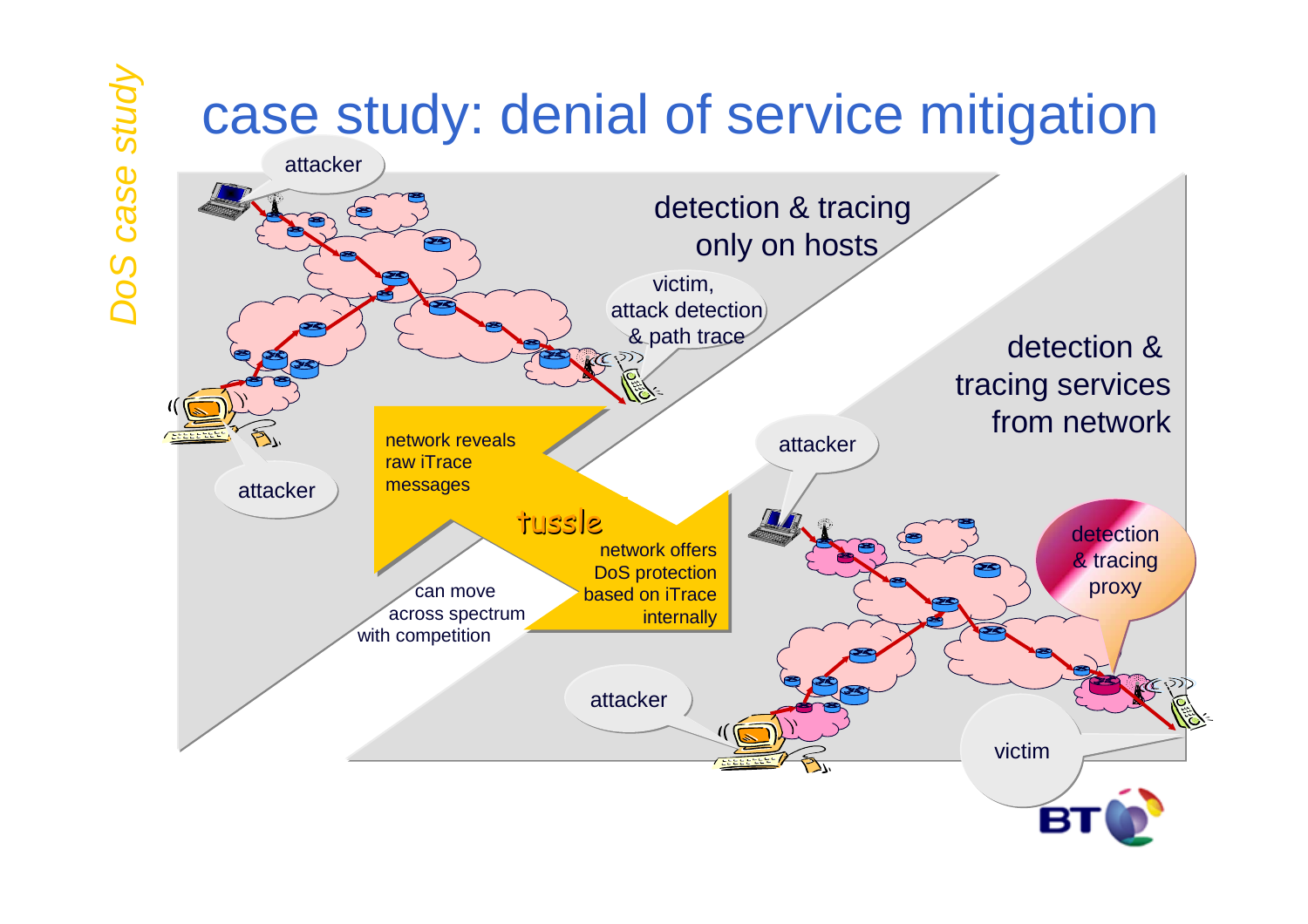# case study: denial of service mitigation

*DoS case study*

attacker

detection & tracing only on hosts

victim, attack detection & path trace

detection & tracing services from network

attacker

network reveals raw iTrace messages

tussle

network offers DoS protection based on iTrace internally

can move across spectrum with competition

attacker

attacker

detection & tracing proxy

victim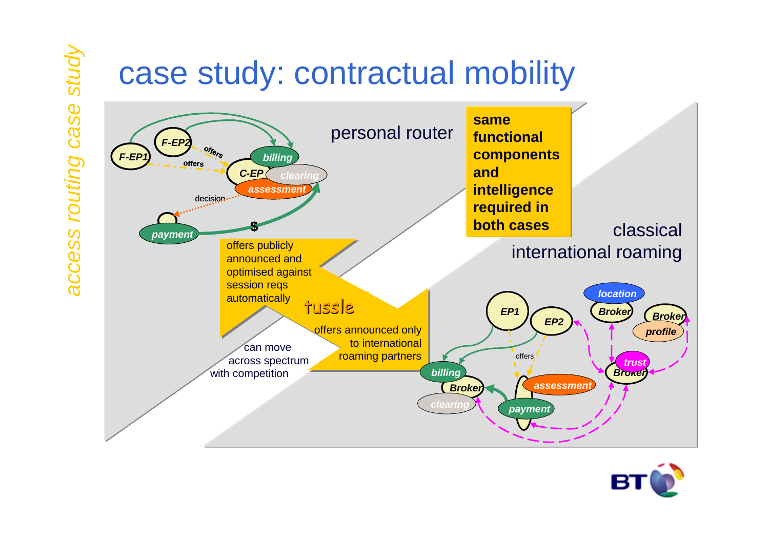# case study: contractual mobility

personal router

F-EP1

F-EP2

offers

offers

billing

C-EP

clearing

assessment

decision

payment

$

**same functional components and intelligence required in both cases**

classical international roaming

offers publicly announced and optimised against session reqs automatically

tussle

offers announced only to international roaming partners

can move across spectrum with competition

EP1

EP2

offers

location

Broker

Broker

profile

trust

Broker

billing

Broker

clearing

assessment

payment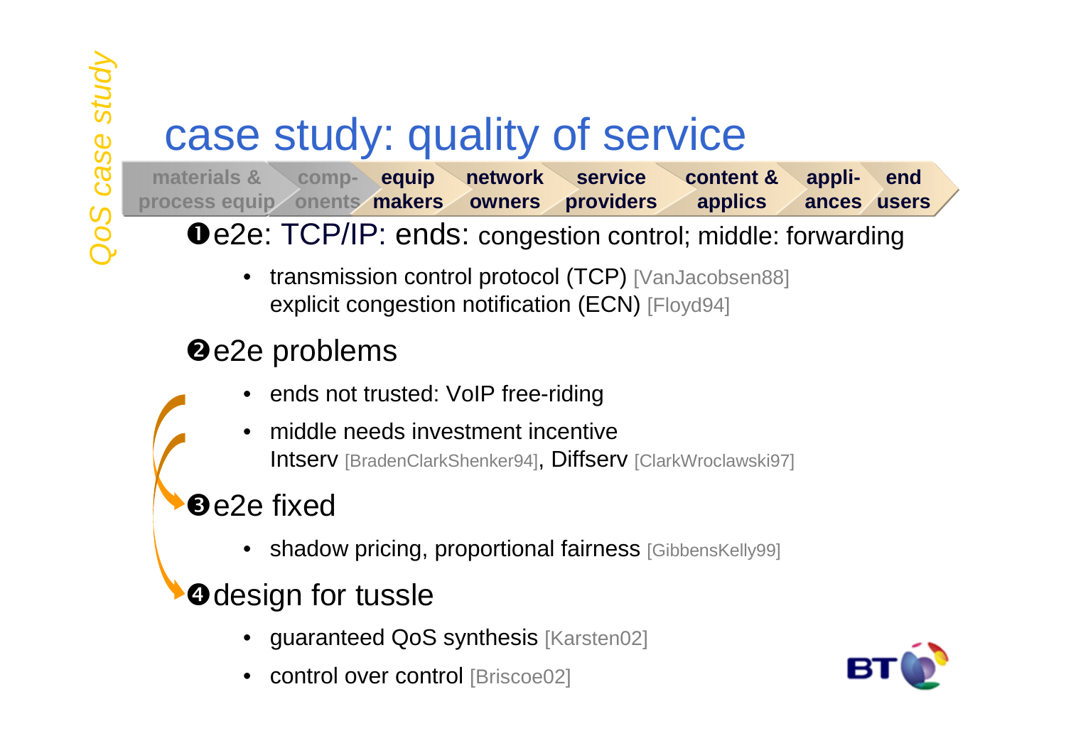# case study: quality of service

materials & process equip | comp-onents | equip makers | network owners | service providers | content & applics | appli-ances | end users

❶ e2e: TCP/IP: ends: congestion control; middle: forwarding

- transmission control protocol (TCP) [VanJacobsen88]
  explicit congestion notification (ECN) [Floyd94]

❷ e2e problems

- ends not trusted: VoIP free-riding
- middle needs investment incentive
  Intserv [BradenClarkShenker94], Diffserv [ClarkWroclawski97]

❸ e2e fixed

- shadow pricing, proportional fairness [GibbensKelly99]

❹ design for tussle

- guaranteed QoS synthesis [Karsten02]
- control over control [Briscoe02]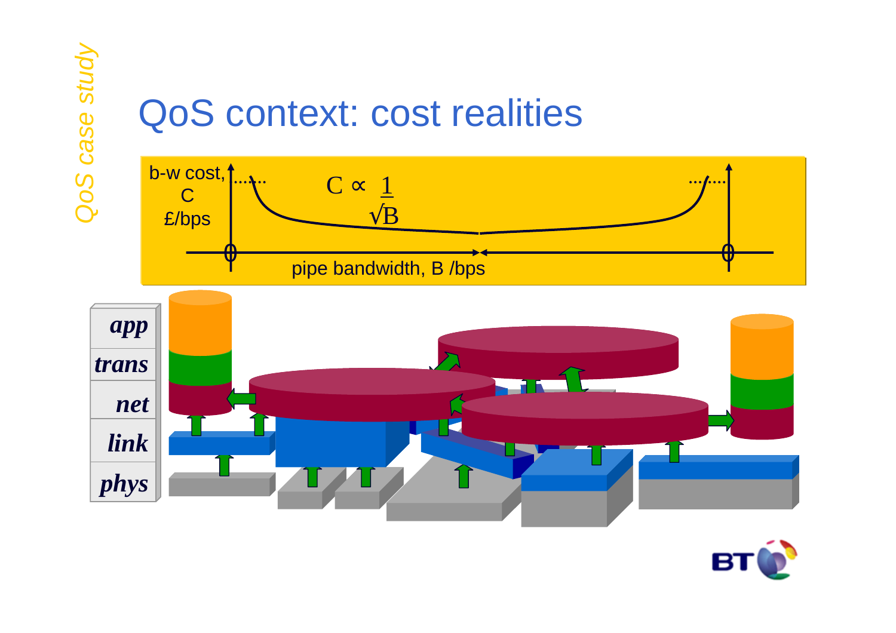# QoS context: cost realities

b-w cost, C £/bps

$C \propto \frac{1}{\sqrt{B}}$

0

0

pipe bandwidth, B /bps

app

trans

net

link

phys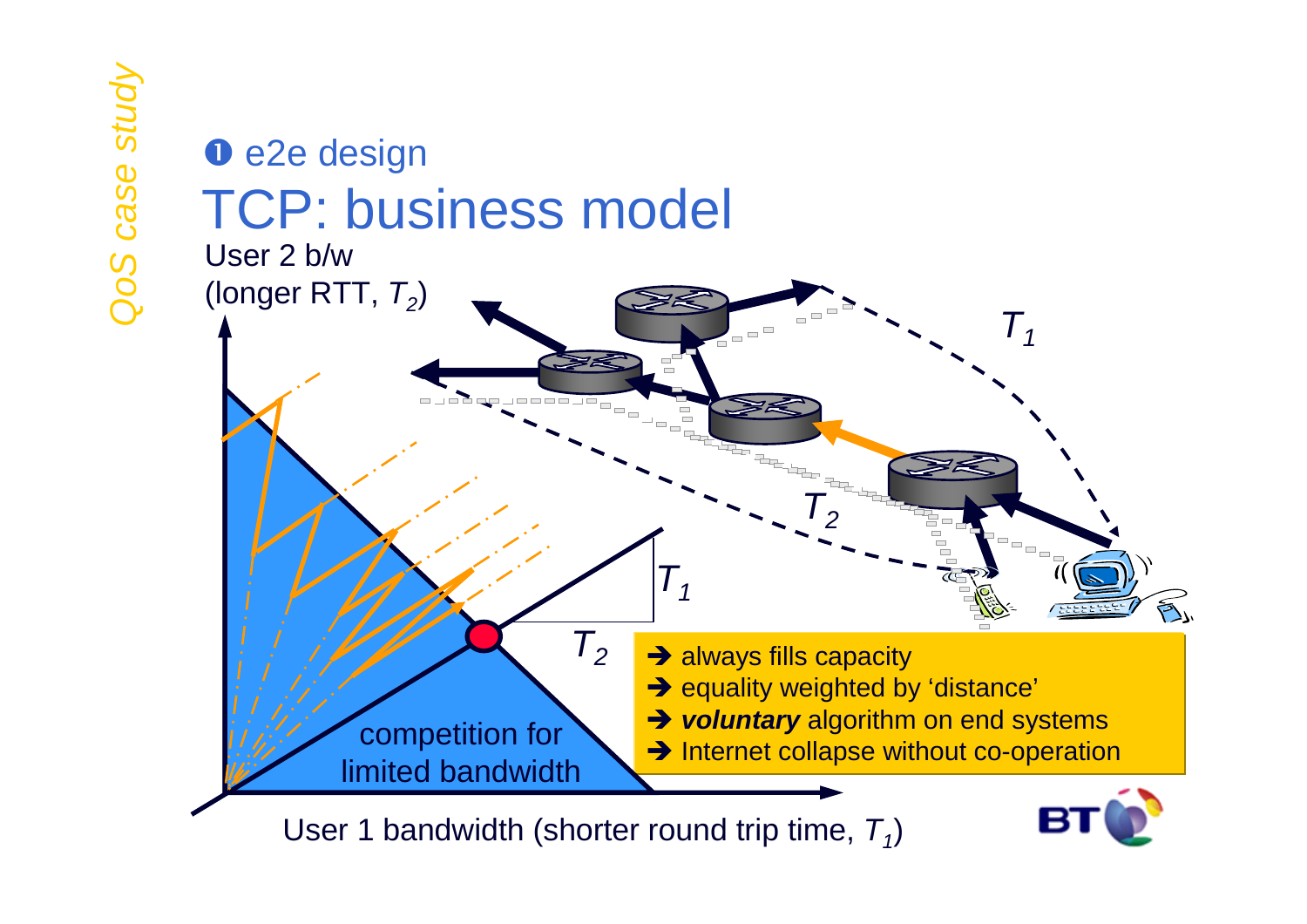QoS case study

❶ e2e design

# TCP: business model

User 2 b/w
(longer RTT, $T_2$)

$T_1$

$T_2$

$T_1$

$T_2$

competition for limited bandwidth

User 1 bandwidth (shorter round trip time, $T_1$)

- ➔ always fills capacity
- ➔ equality weighted by ‘distance’
- ➔ ***voluntary*** algorithm on end systems
- ➔ Internet collapse without co-operation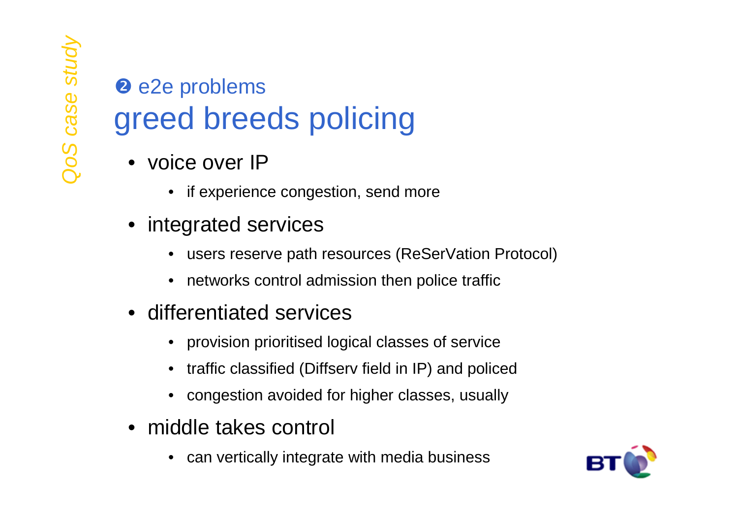*QoS case study*

## ❷ e2e problems

# greed breeds policing

- voice over IP
  - if experience congestion, send more
- integrated services
  - users reserve path resources (ReSerVation Protocol)
  - networks control admission then police traffic
- differentiated services
  - provision prioritised logical classes of service
  - traffic classified (Diffserv field in IP) and policed
  - congestion avoided for higher classes, usually
- middle takes control
  - can vertically integrate with media business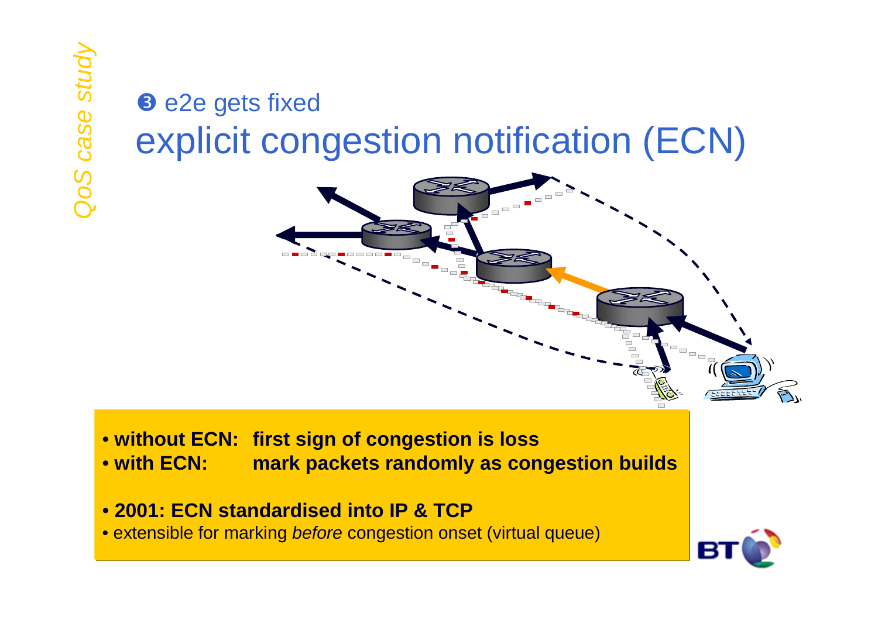*QoS case study*

## ❸ e2e gets fixed

# explicit congestion notification (ECN)

- **without ECN:** **first sign of congestion is loss**
- **with ECN:** **mark packets randomly as congestion builds**

- **2001: ECN standardised into IP & TCP**
- extensible for marking *before* congestion onset (virtual queue)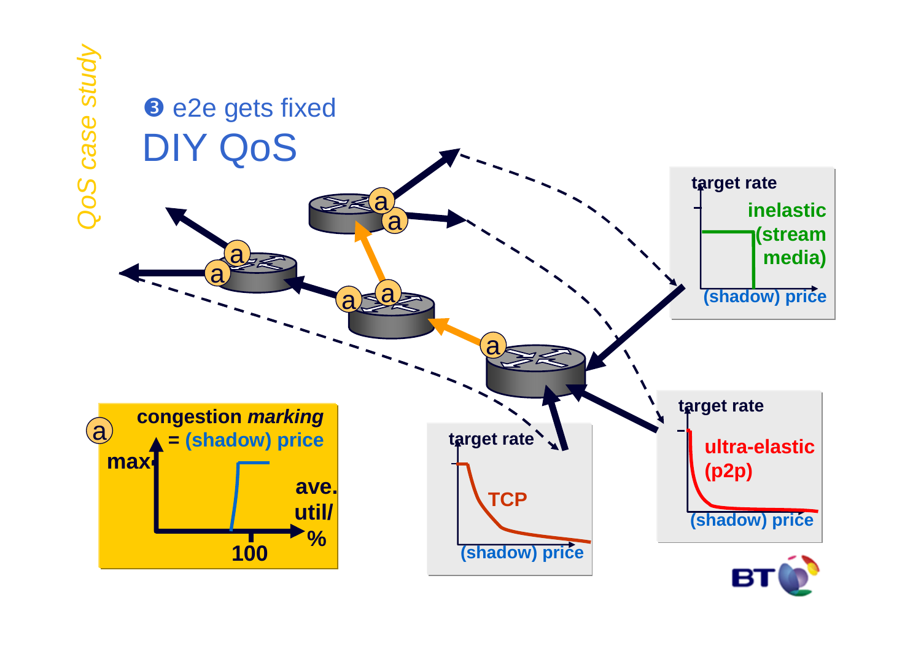*QoS case study*

❸ e2e gets fixed

# DIY QoS

a

congestion *marking*
= (shadow) price

max

ave. util/ %

100

target rate

inelastic (stream media)

(shadow) price

target rate

TCP

(shadow) price

target rate

ultra-elastic (p2p)

(shadow) price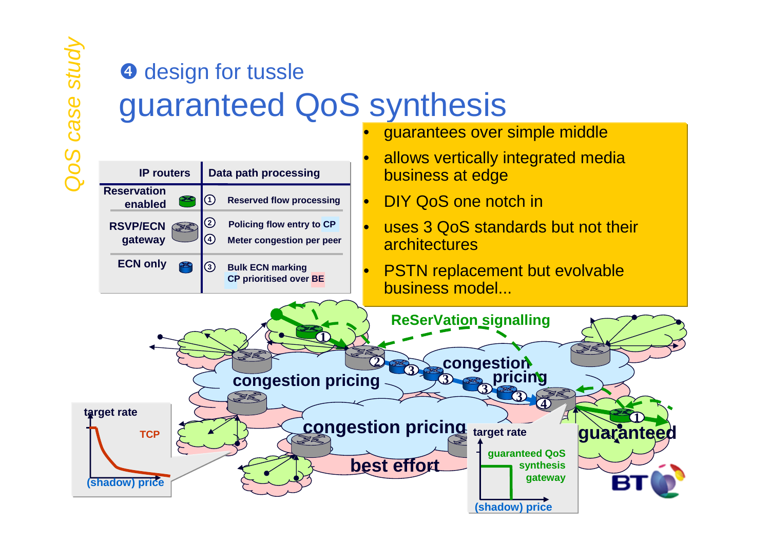*QoS case study*

# ❹ design for tussle

## guaranteed QoS synthesis

| IP routers | Data path processing |
|---|---|
| Reservation enabled | ① Reserved flow processing |
| RSVP/ECN gateway | ② Policing flow entry to CP<br>④ Meter congestion per peer |
| ECN only | ③ Bulk ECN marking<br>CP prioritised over BE |

- guarantees over simple middle
- allows vertically integrated media business at edge
- DIY QoS one notch in
- uses 3 QoS standards but not their architectures
- PSTN replacement but evolvable business model...

ReSerVation signalling

congestion pricing

congestion pricing

congestion pricing

best effort

guaranteed

target rate

TCP

(shadow) price

target rate

guaranteed QoS synthesis gateway

(shadow) price

BT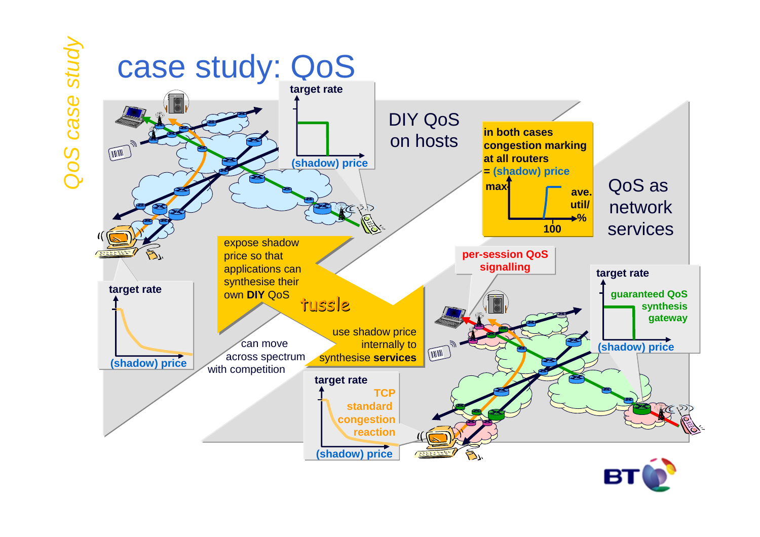# case study: QoS

*QoS case study*

target rate

(shadow) price

DIY QoS on hosts

in both cases congestion marking at all routers = (shadow) price

max

ave. util/ %

100

QoS as network services

expose shadow price so that applications can synthesise their own **DIY** QoS

tussle

use shadow price internally to synthesise **services**

can move across spectrum with competition

per-session QoS signalling

target rate

guaranteed QoS synthesis gateway

(shadow) price

target rate

(shadow) price

target rate

TCP standard congestion reaction

(shadow) price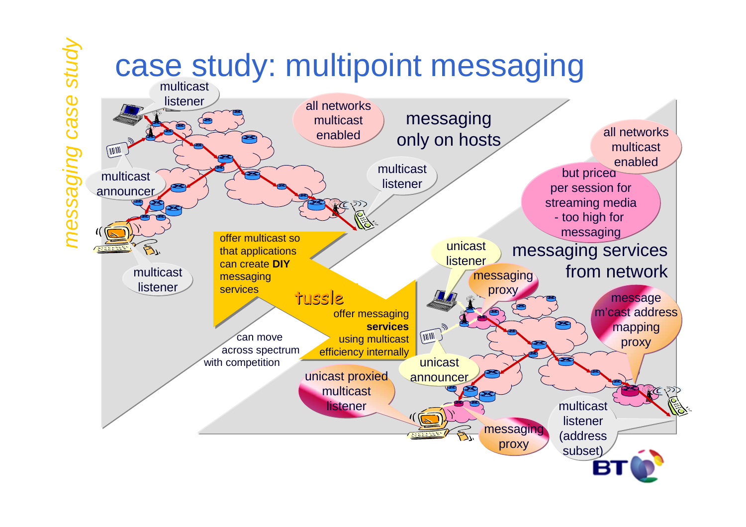# case study: multipoint messaging

*messaging case study*

multicast listener

all networks multicast enabled

messaging only on hosts

multicast listener

multicast announcer

multicast listener

all networks multicast enabled

but priced per session for streaming media - too high for messaging

offer multicast so that applications can create **DIY** messaging services

tussle

offer messaging **services** using multicast efficiency internally

can move across spectrum with competition

unicast listener

messaging proxy

messaging services from network

message m'cast address mapping proxy

unicast announcer

unicast proxied multicast listener

messaging proxy

multicast listener (address subset)

BT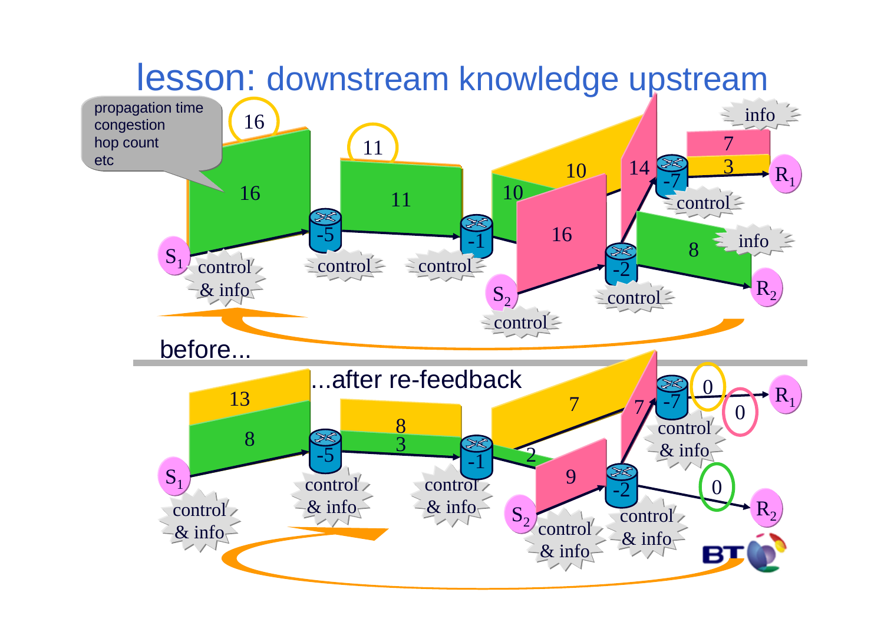# lesson: downstream knowledge upstream

propagation time
congestion
hop count
etc

16

11

16

11

10

10

14

16

7

3

8

info

info

-5

-1

-7

-2

$S_1$

$S_2$

$R_1$

$R_2$

control & info

control

control

control

control

control

before...

...after re-feedback

13

8

8

3

7

2

7

9

0

0

0

-5

-1

-7

-2

$S_1$

$S_2$

$R_1$

$R_2$

control & info

control & info

control & info

control & info

control & info

control & info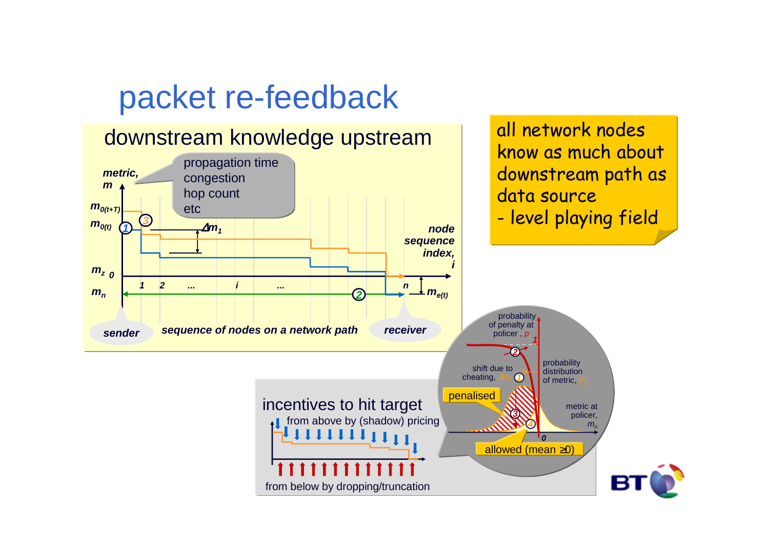# packet re-feedback

## downstream knowledge upstream

propagation time
congestion
hop count
etc

metric, $m$

$m_{0(t+T)}$

$m_{0(t)}$

$\Delta m_1$

node sequence index, $i$

$m_z$ 0

1 2 ... i ... n

$m_n$

$m_{e(t)}$

sender

sequence of nodes on a network path

receiver

all network nodes know as much about downstream path as data source
- level playing field

incentives to hit target

from above by (shadow) pricing

from below by dropping/truncation

probability of penalty at policer, $p$

1

shift due to cheating, $\Delta m$

probability distribution of metric, $P_n$

penalised

metric at policer, $m_n$

0

allowed (mean ≥0)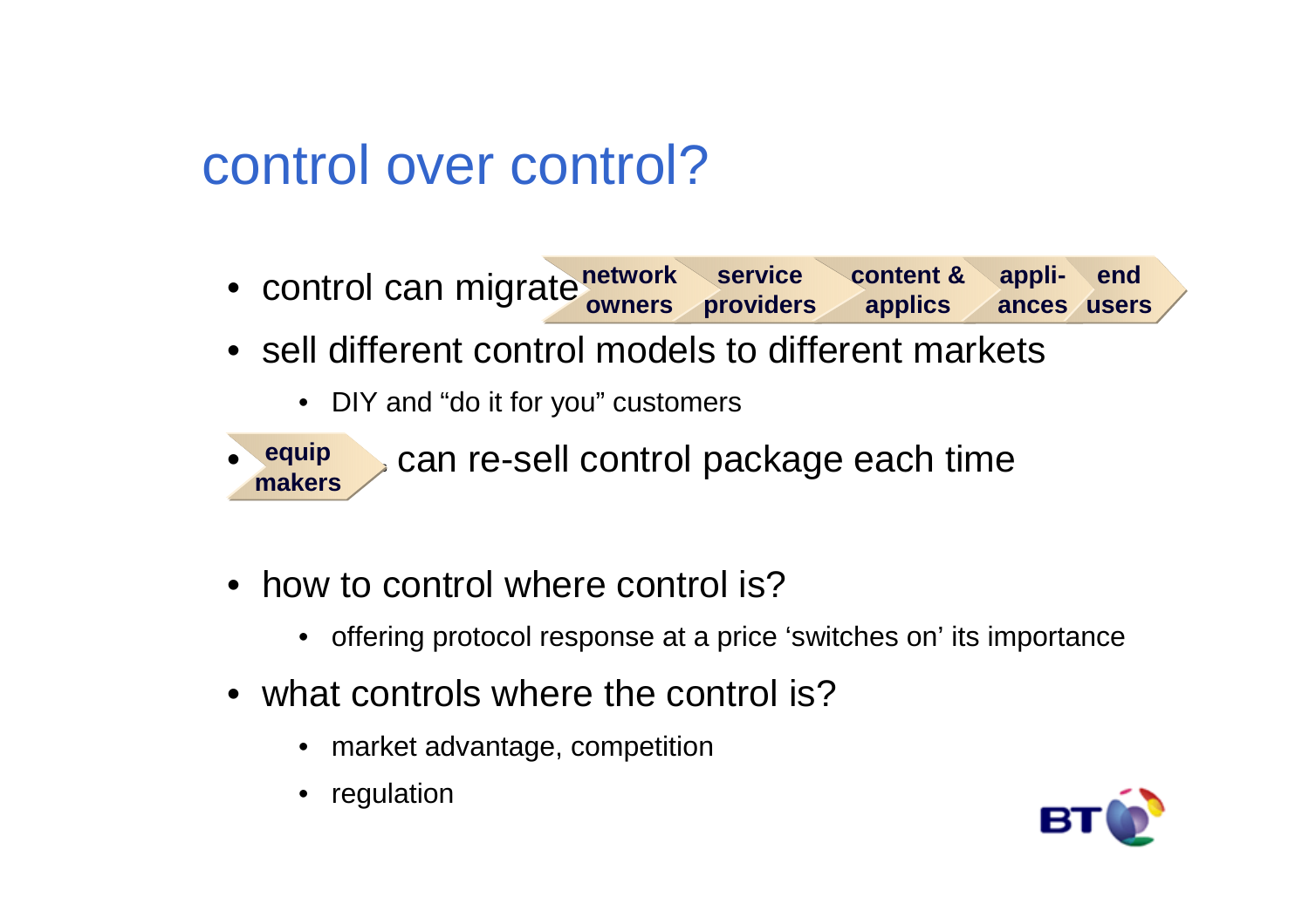# control over control?

- control can migrate network owners → service providers → content & applics → appli-ances → end users
- sell different control models to different markets
  - DIY and "do it for you" customers
- equip makers can re-sell control package each time

- how to control where control is?
  - offering protocol response at a price 'switches on' its importance
- what controls where the control is?
  - market advantage, competition
  - regulation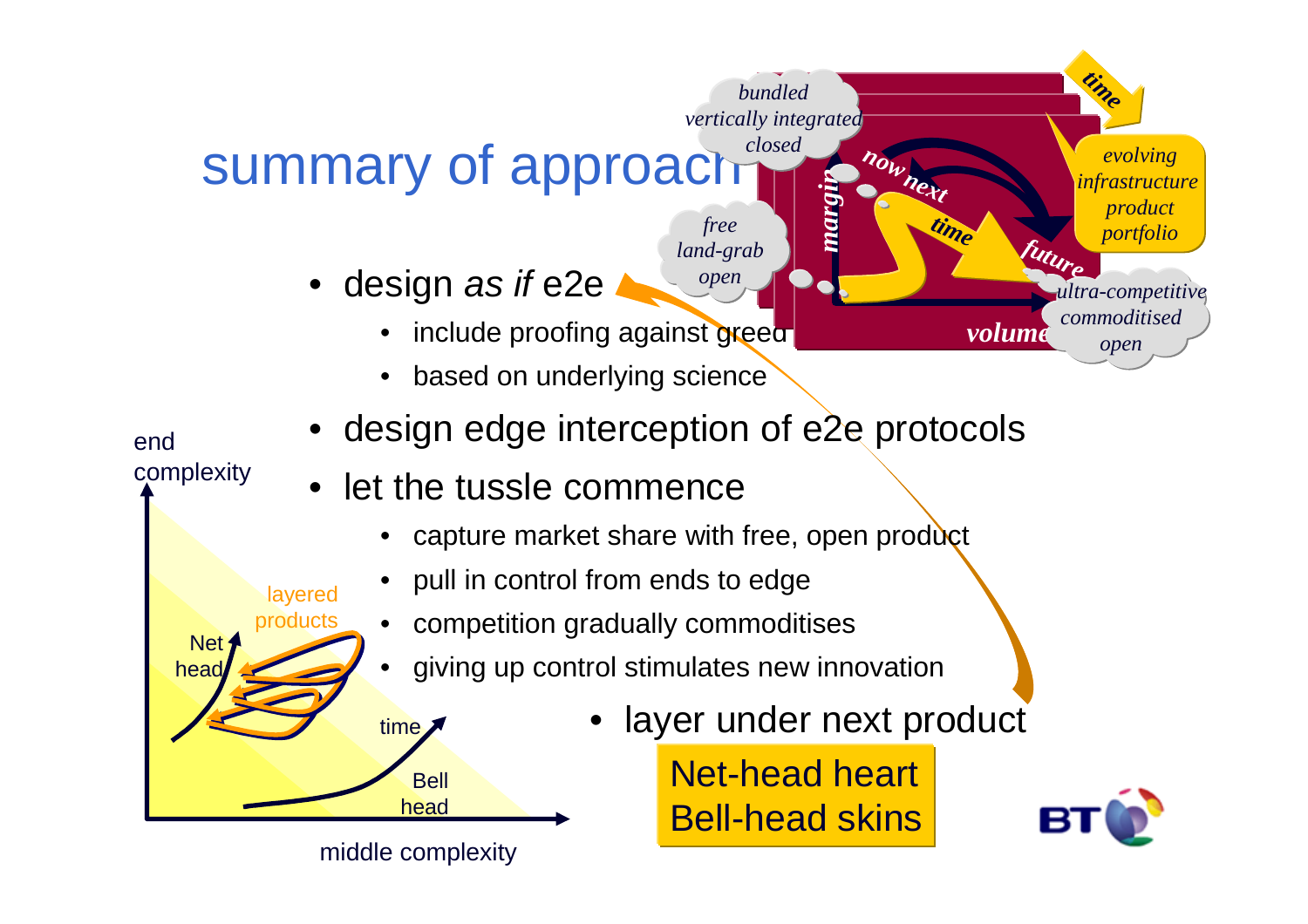# summary of approach

- design *as if* e2e
  - include proofing against greed
  - based on underlying science
- design edge interception of e2e protocols
- let the tussle commence
  - capture market share with free, open product
  - pull in control from ends to edge
  - competition gradually commoditises
  - giving up control stimulates new innovation
- layer under next product

Net-head heart
Bell-head skins

*bundled*
*vertically integrated*
*closed*

*free*
*land-grab*
*open*

*margin*

*now*
*next*
*time*
*future*
*volume*

*time*

*evolving infrastructure product portfolio*

*ultra-competitive*
*commoditised*
*open*

end complexity

middle complexity

layered products

Net head

time

Bell head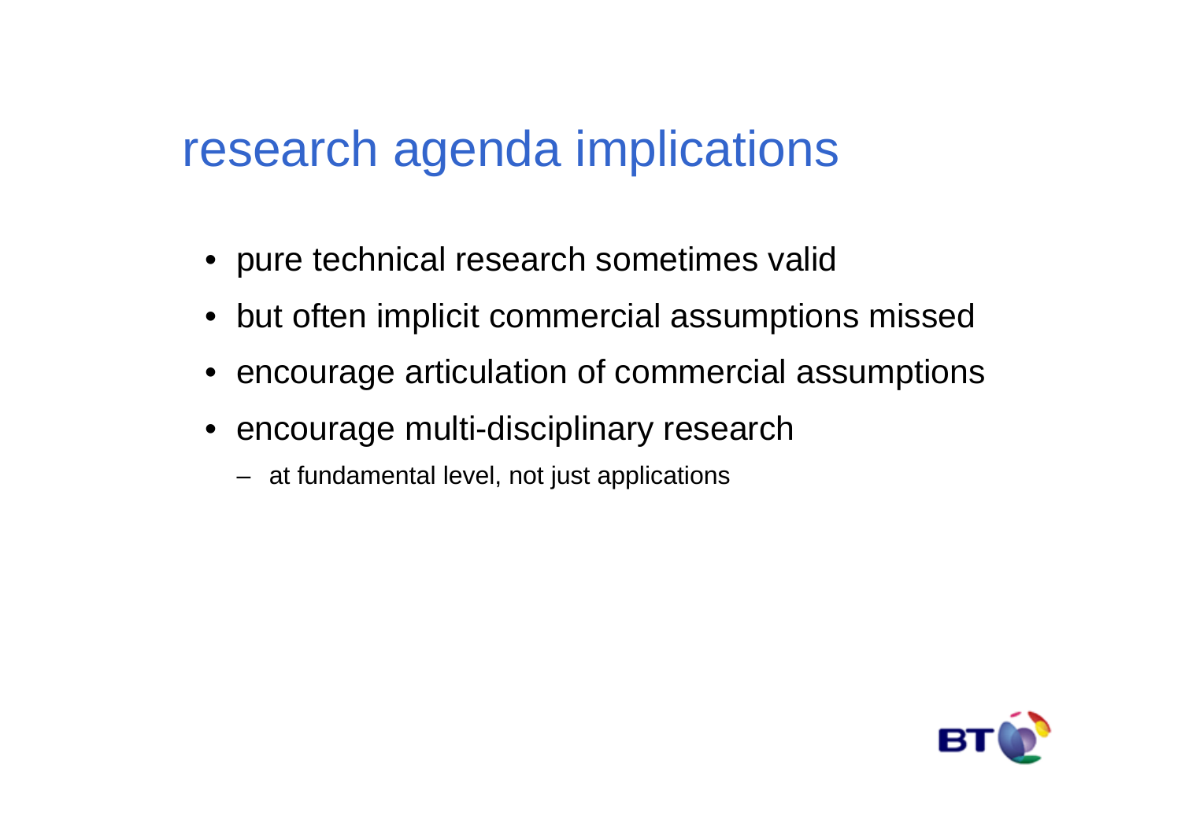# research agenda implications

- pure technical research sometimes valid
- but often implicit commercial assumptions missed
- encourage articulation of commercial assumptions
- encourage multi-disciplinary research
  - at fundamental level, not just applications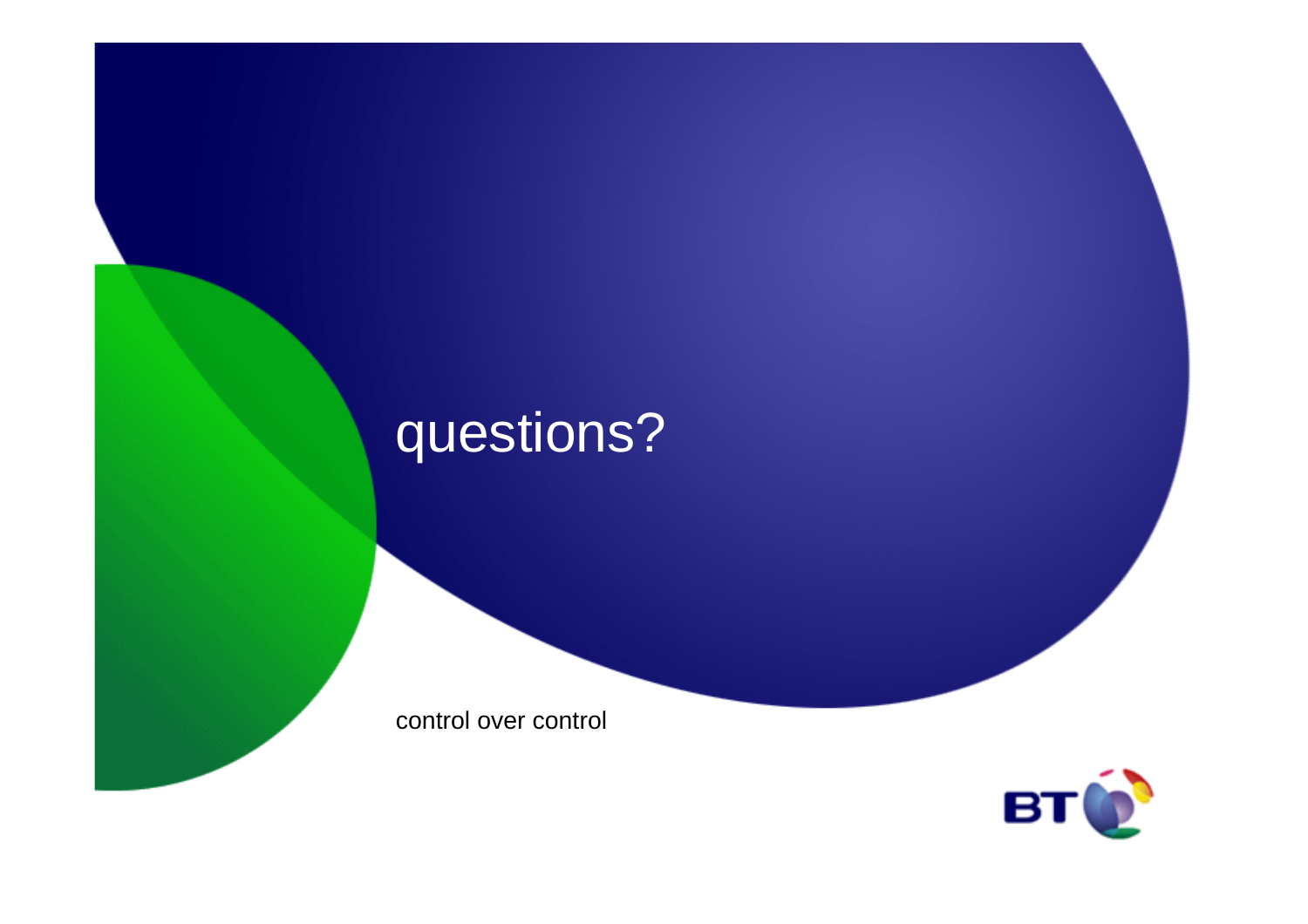# questions?

control over control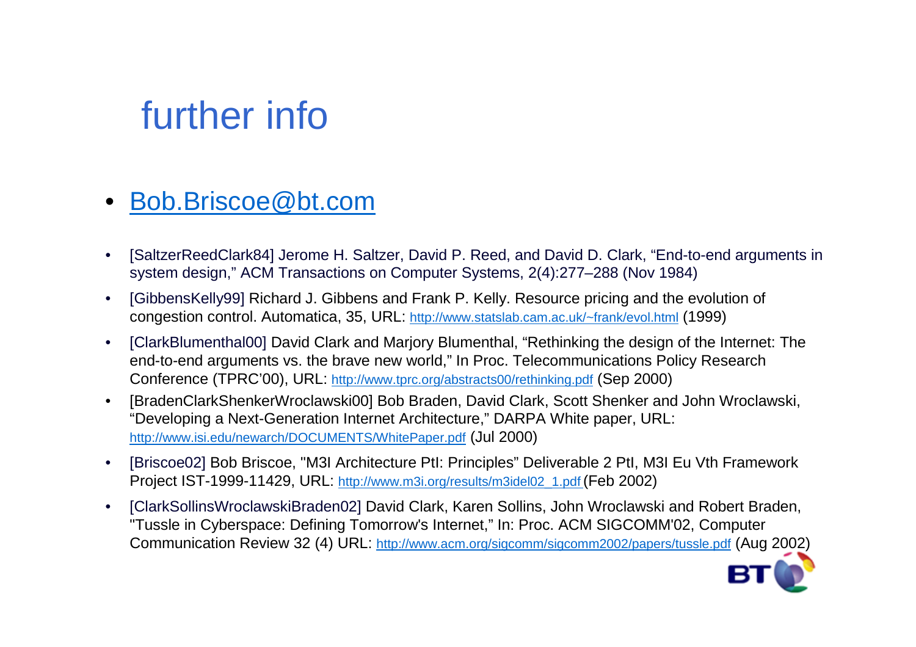# further info

- Bob.Briscoe@bt.com

- [SaltzerReedClark84] Jerome H. Saltzer, David P. Reed, and David D. Clark, “End-to-end arguments in system design,” ACM Transactions on Computer Systems, 2(4):277–288 (Nov 1984)
- [GibbensKelly99] Richard J. Gibbens and Frank P. Kelly. Resource pricing and the evolution of congestion control. Automatica, 35, URL: http://www.statslab.cam.ac.uk/~frank/evol.html (1999)
- [ClarkBlumenthal00] David Clark and Marjory Blumenthal, “Rethinking the design of the Internet: The end-to-end arguments vs. the brave new world,” In Proc. Telecommunications Policy Research Conference (TPRC’00), URL: http://www.tprc.org/abstracts00/rethinking.pdf (Sep 2000)
- [BradenClarkShenkerWroclawski00] Bob Braden, David Clark, Scott Shenker and John Wroclawski, “Developing a Next-Generation Internet Architecture,” DARPA White paper, URL: http://www.isi.edu/newarch/DOCUMENTS/WhitePaper.pdf (Jul 2000)
- [Briscoe02] Bob Briscoe, "M3I Architecture PtI: Principles” Deliverable 2 PtI, M3I Eu Vth Framework Project IST-1999-11429, URL: http://www.m3i.org/results/m3idel02_1.pdf (Feb 2002)
- [ClarkSollinsWroclawskiBraden02] David Clark, Karen Sollins, John Wroclawski and Robert Braden, "Tussle in Cyberspace: Defining Tomorrow's Internet," In: Proc. ACM SIGCOMM'02, Computer Communication Review 32 (4) URL: http://www.acm.org/sigcomm/sigcomm2002/papers/tussle.pdf (Aug 2002)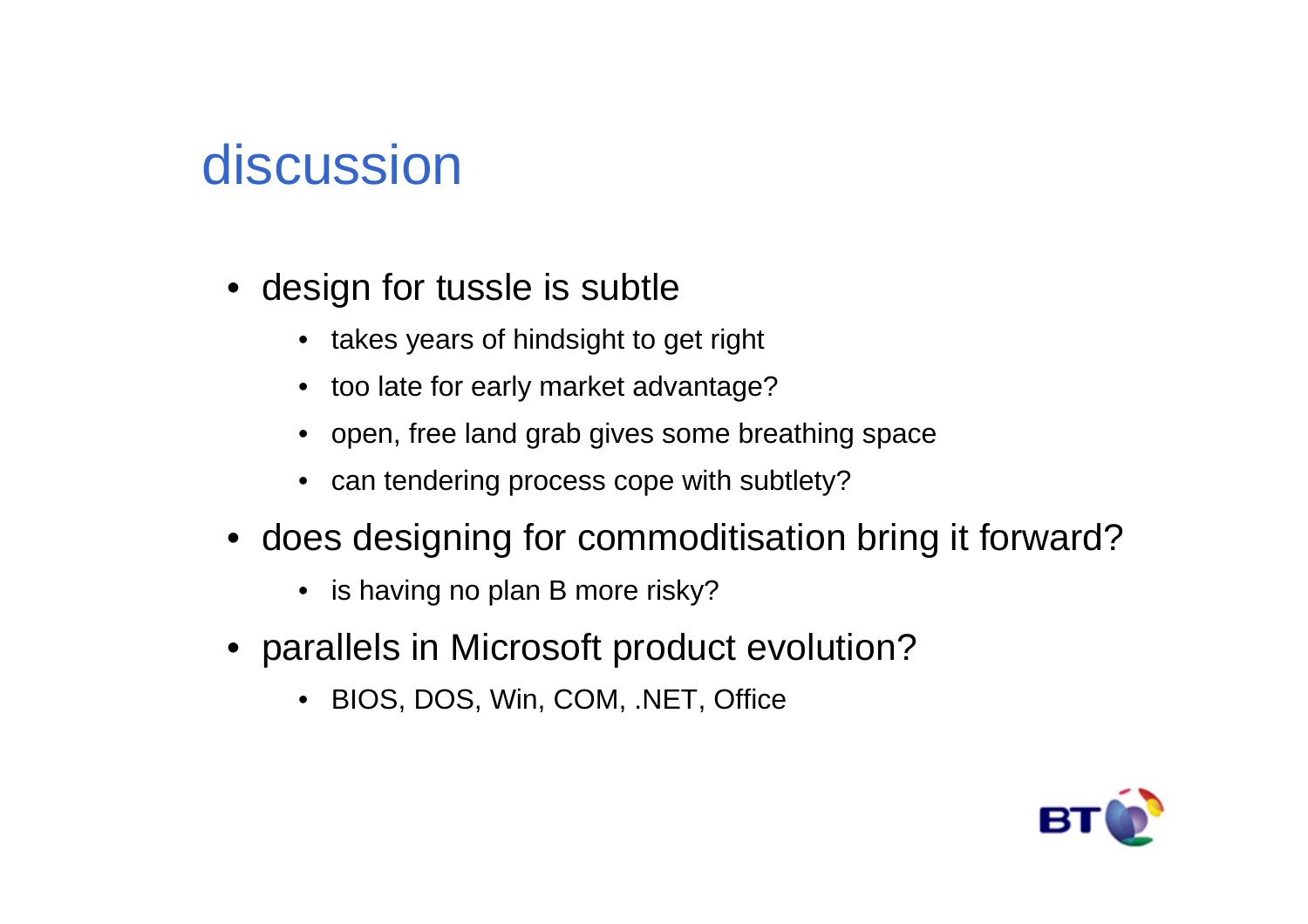# discussion

- design for tussle is subtle
  - takes years of hindsight to get right
  - too late for early market advantage?
  - open, free land grab gives some breathing space
  - can tendering process cope with subtlety?
- does designing for commoditisation bring it forward?
  - is having no plan B more risky?
- parallels in Microsoft product evolution?
  - BIOS, DOS, Win, COM, .NET, Office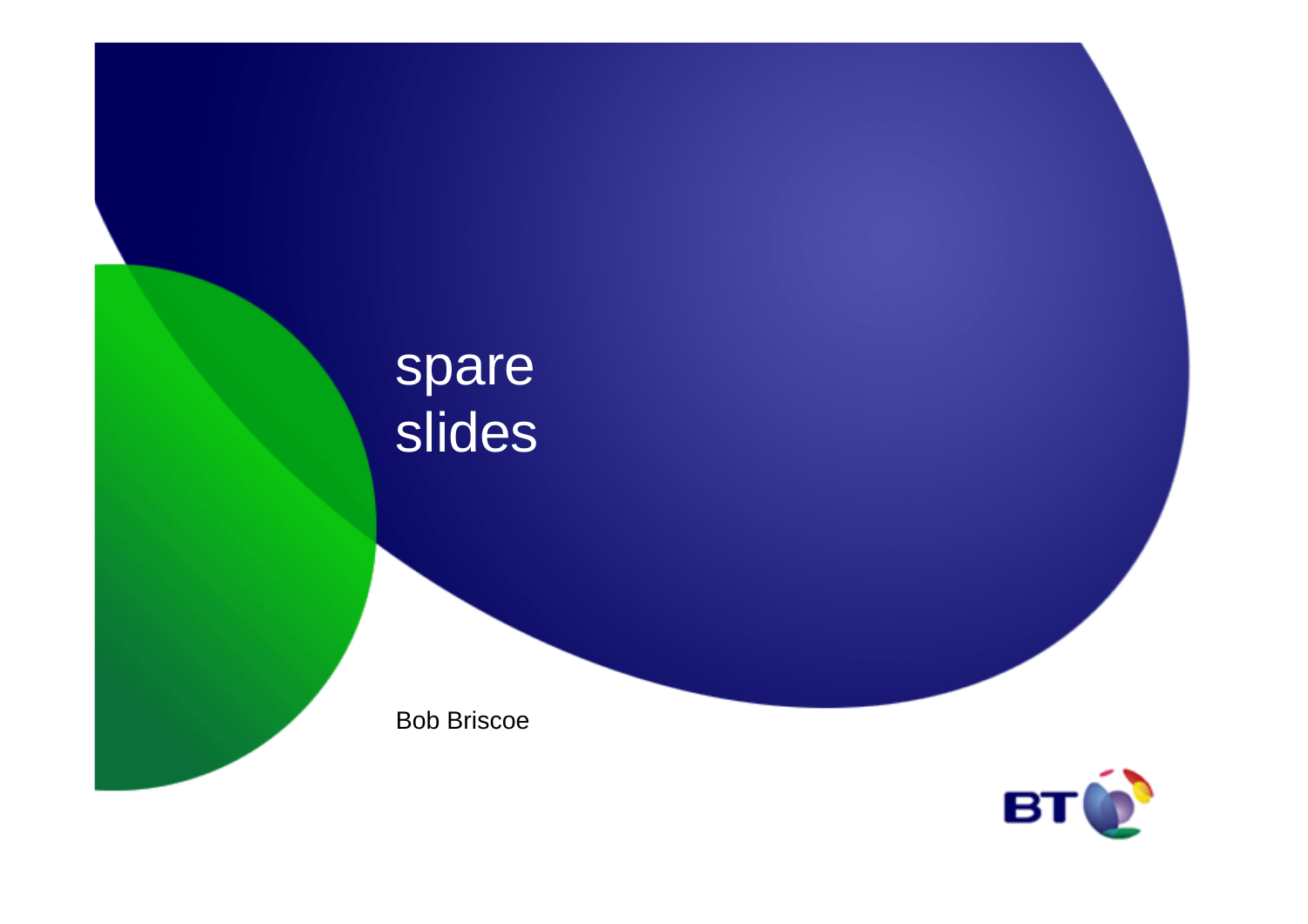# spare slides

Bob Briscoe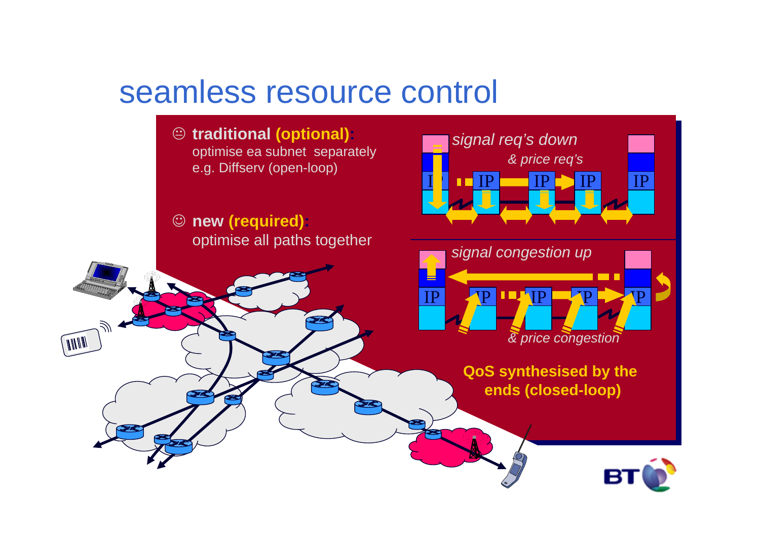# seamless resource control

☹ **traditional (optional):**
optimise ea subnet separately
e.g. Diffserv (open-loop)

☺ **new (required):**
optimise all paths together

*signal req's down*

*& price req's*

IP IP IP IP IP

*signal congestion up*

IP IP IP IP IP

*& price congestion*

**QoS synthesised by the ends (closed-loop)**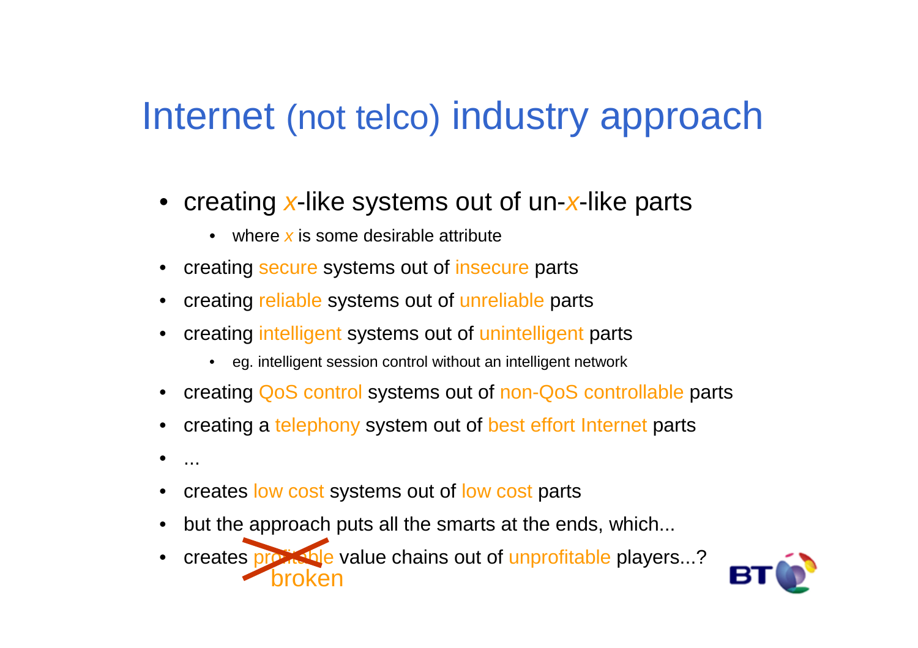# Internet (not telco) industry approach

- creating *x*-like systems out of un-*x*-like parts
  - where *x* is some desirable attribute
- creating secure systems out of insecure parts
- creating reliable systems out of unreliable parts
- creating intelligent systems out of unintelligent parts
  - eg. intelligent session control without an intelligent network
- creating QoS control systems out of non-QoS controllable parts
- creating a telephony system out of best effort Internet parts
- ...
- creates low cost systems out of low cost parts
- but the approach puts all the smarts at the ends, which...
- creates ~~profitable~~ broken value chains out of unprofitable players...?